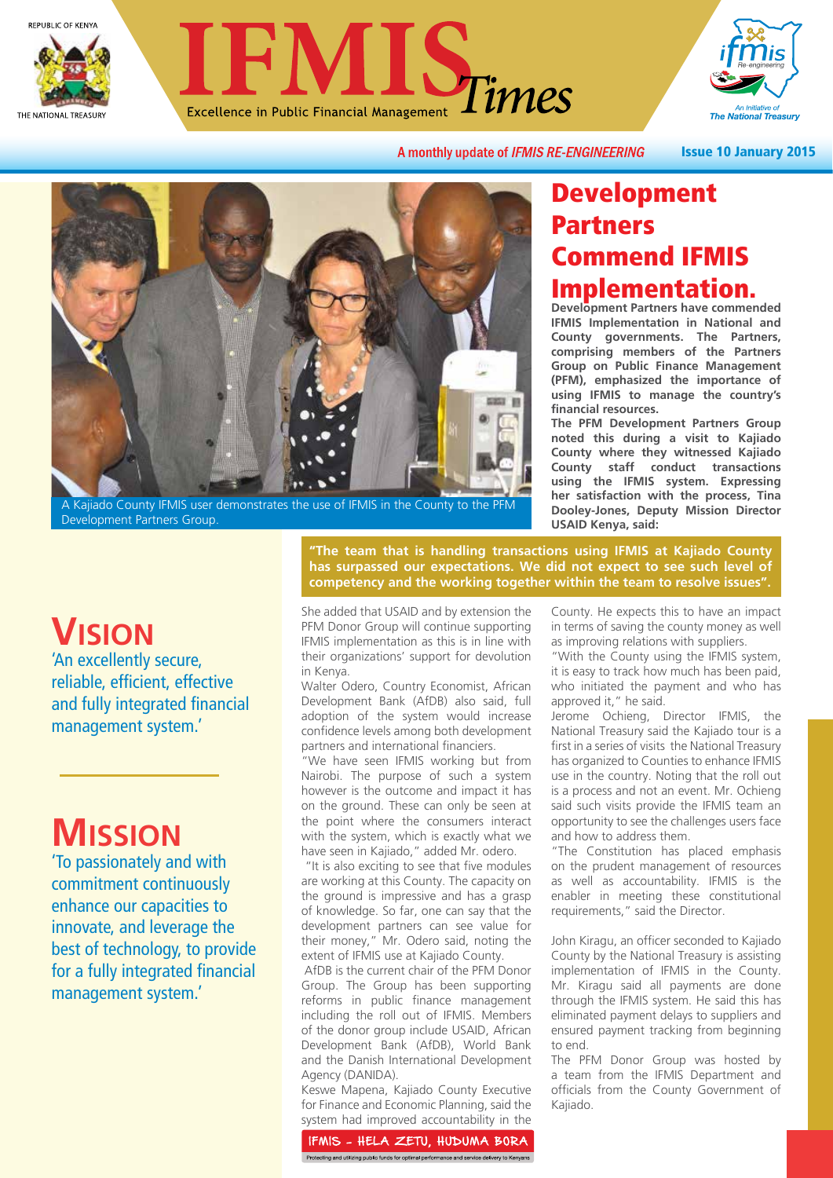# IFMIS Times

Excellence in Public Financial Management

REPUBLIC OF KENYA

THE NATIONAL TREASURY

A monthly update of *IFMIS RE-ENGINEERING*

**Issue 10 January 2015**

A Kajiado County IFMIS user demonstrates the use of IFMIS in the County to the PFM Development Partners Group.

## Development Partners Commend IFMIS Implementation.

**Development Partners have commended IFMIS Implementation in National and County governments. The Partners, comprising members of the Partners Group on Public Finance Management (PFM), emphasized the importance of using IFMIS to manage the country's financial resources.**

**The PFM Development Partners Group noted this during a visit to Kajiado County where they witnessed Kajiado County staff conduct transactions using the IFMIS system. Expressing her satisfaction with the process, Tina Dooley-Jones, Deputy Mission Director USAID Kenya, said:**

**"The team that is handling transactions using IFMIS at Kajiado County has surpassed our expectations. We did not expect to see such level of competency and the working together within the team to resolve issues".**

She added that USAID and by extension the PFM Donor Group will continue supporting IFMIS implementation as this is in line with their organizations' support for devolution in Kenya.

Walter Odero, Country Economist, African Development Bank (AfDB) also said, full adoption of the system would increase confidence levels among both development partners and international financiers.

"We have seen IFMIS working but from Nairobi. The purpose of such a system however is the outcome and impact it has on the ground. These can only be seen at the point where the consumers interact with the system, which is exactly what we have seen in Kajiado," added Mr. odero.

"It is also exciting to see that five modules are working at this County. The capacity on the ground is impressive and has a grasp of knowledge. So far, one can say that the development partners can see value for their money," Mr. Odero said, noting the extent of IFMIS use at Kajiado County.

AfDB is the current chair of the PFM Donor Group. The Group has been supporting reforms in public finance management including the roll out of IFMIS. Members of the donor group include USAID, African Development Bank (AfDB), World Bank and the Danish International Development Agency (DANIDA).

Keswe Mapena, Kajiado County Executive for Finance and Economic Planning, said the system had improved accountability in the County. He expects this to have an impact in terms of saving the county money as well as improving relations with suppliers.

"With the County using the IFMIS system, it is easy to track how much has been paid, who initiated the payment and who has approved it," he said.

Jerome Ochieng, Director IFMIS, the National Treasury said the Kajiado tour is a first in a series of visits the National Treasury has organized to Counties to enhance IFMIS use in the country. Noting that the roll out is a process and not an event. Mr. Ochieng said such visits provide the IFMIS team an opportunity to see the challenges users face and how to address them.

"The Constitution has placed emphasis on the prudent management of resources as well as accountability. IFMIS is the enabler in meeting these constitutional requirements," said the Director.

John Kiragu, an officer seconded to Kajiado County by the National Treasury is assisting implementation of IFMIS in the County. Mr. Kiragu said all payments are done through the IFMIS system. He said this has eliminated payment delays to suppliers and ensured payment tracking from beginning to end.

The PFM Donor Group was hosted by a team from the IFMIS Department and officials from the County Government of Kajiado.

## Vision

'An excellently secure, reliable, efficient, effective and fully integrated financial management system.'

## Mission

'To passionately and with commitment continuously enhance our capacities to innovate, and leverage the best of technology, to provide for a fully integrated financial management system.'

IFMIS - HELA ZETU, HUDUMA BORA

Protecting and utilizing public funds for optimal performance and service delivery to Kenyans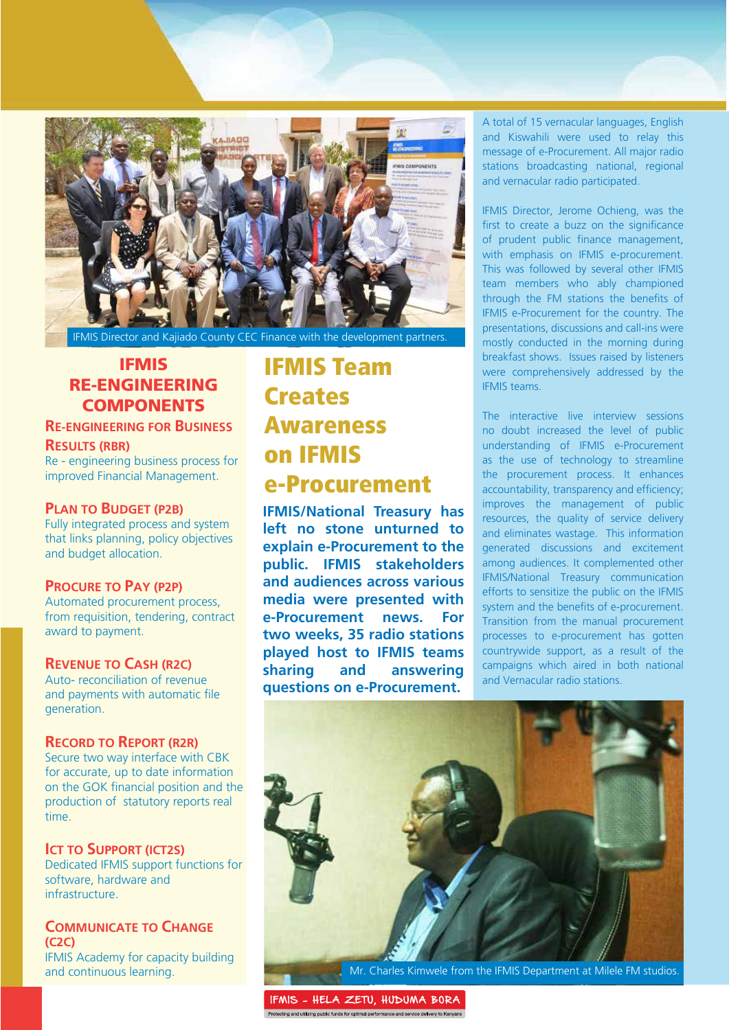IFMIS Director and Kajiado County CEC Finance with the development partners.

## IFMIS RE-ENGINEERING COMPONENTS

### RE-ENGINEERING FOR BUSINESS RESULTS (RBR)

Re - engineering business process for improved Financial Management.

### PLAN TO BUDGET (P2B)

Fully integrated process and system that links planning, policy objectives and budget allocation.

### PROCURE TO PAY (P2P)

Automated procurement process, from requisition, tendering, contract award to payment.

### REVENUE TO CASH (R2C)

Auto- reconciliation of revenue and payments with automatic file generation.

### RECORD TO REPORT (R2R)

Secure two way interface with CBK for accurate, up to date information on the GOK financial position and the production of statutory reports real time.

### ICT TO SUPPORT (ICT2S)

Dedicated IFMIS support functions for software, hardware and infrastructure.

### COMMUNICATE TO CHANGE (C2C)

IFMIS Academy for capacity building and continuous learning.

# IFMIS Team Creates Awareness on IFMIS e-Procurement

**IFMIS/National Treasury has left no stone unturned to explain e-Procurement to the public. IFMIS stakeholders and audiences across various media were presented with e-Procurement news. For two weeks, 35 radio stations played host to IFMIS teams sharing and answering questions on e-Procurement.**

A total of 15 vernacular languages, English and Kiswahili were used to relay this message of e-Procurement. All major radio stations broadcasting national, regional and vernacular radio participated.

IFMIS Director, Jerome Ochieng, was the first to create a buzz on the significance of prudent public finance management, with emphasis on IFMIS e-procurement. This was followed by several other IFMIS team members who ably championed through the FM stations the benefits of IFMIS e-Procurement for the country. The presentations, discussions and call-ins were mostly conducted in the morning during breakfast shows. Issues raised by listeners were comprehensively addressed by the IFMIS teams.

The interactive live interview sessions no doubt increased the level of public understanding of IFMIS e-Procurement as the use of technology to streamline the procurement process. It enhances accountability, transparency and efficiency; improves the management of public resources, the quality of service delivery and eliminates wastage. This information generated discussions and excitement among audiences. It complemented other IFMIS/National Treasury communication efforts to sensitize the public on the IFMIS system and the benefits of e-procurement. Transition from the manual procurement processes to e-procurement has gotten countrywide support, as a result of the campaigns which aired in both national and Vernacular radio stations.

Mr. Charles Kimwele from the IFMIS Department at Milele FM studios.